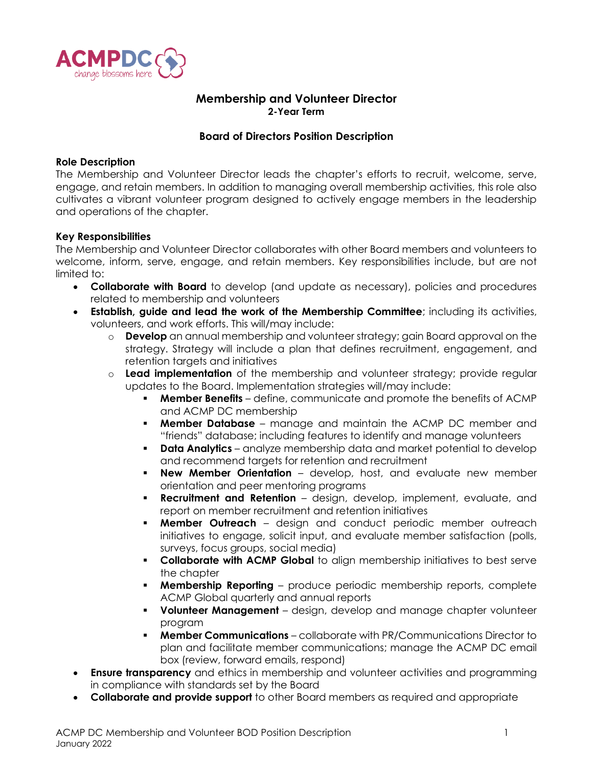# Membership and Volunteer Director

**2-Year Term**

## Board of Directors Position Description

**Role Description**

The Membership and Volunteer Director leads the chapter's efforts to recruit, welcome, serve, engage, and retain members. In addition to managing overall membership activities, this role also cultivates a vibrant volunteer program designed to actively engage members in the leadership and operations of the chapter.

**Key Responsibilities**

The Membership and Volunteer Director collaborates with other Board members and volunteers to welcome, inform, serve, engage, and retain members. Key responsibilities include, but are not limited to:

- **Collaborate with Board** to develop (and update as necessary), policies and procedures related to membership and volunteers
- **Establish, guide and lead the work of the Membership Committee**; including its activities, volunteers, and work efforts. This will/may include:
  - **Develop** an annual membership and volunteer strategy; gain Board approval on the strategy. Strategy will include a plan that defines recruitment, engagement, and retention targets and initiatives
  - **Lead implementation** of the membership and volunteer strategy; provide regular updates to the Board. Implementation strategies will/may include:
    - **Member Benefits** – define, communicate and promote the benefits of ACMP and ACMP DC membership
    - **Member Database** – manage and maintain the ACMP DC member and "friends" database; including features to identify and manage volunteers
    - **Data Analytics** – analyze membership data and market potential to develop and recommend targets for retention and recruitment
    - **New Member Orientation** – develop, host, and evaluate new member orientation and peer mentoring programs
    - **Recruitment and Retention** – design, develop, implement, evaluate, and report on member recruitment and retention initiatives
    - **Member Outreach** – design and conduct periodic member outreach initiatives to engage, solicit input, and evaluate member satisfaction (polls, surveys, focus groups, social media)
    - **Collaborate with ACMP Global** to align membership initiatives to best serve the chapter
    - **Membership Reporting** – produce periodic membership reports, complete ACMP Global quarterly and annual reports
    - **Volunteer Management** – design, develop and manage chapter volunteer program
    - **Member Communications** – collaborate with PR/Communications Director to plan and facilitate member communications; manage the ACMP DC email box (review, forward emails, respond)
- **Ensure transparency** and ethics in membership and volunteer activities and programming in compliance with standards set by the Board
- **Collaborate and provide support** to other Board members as required and appropriate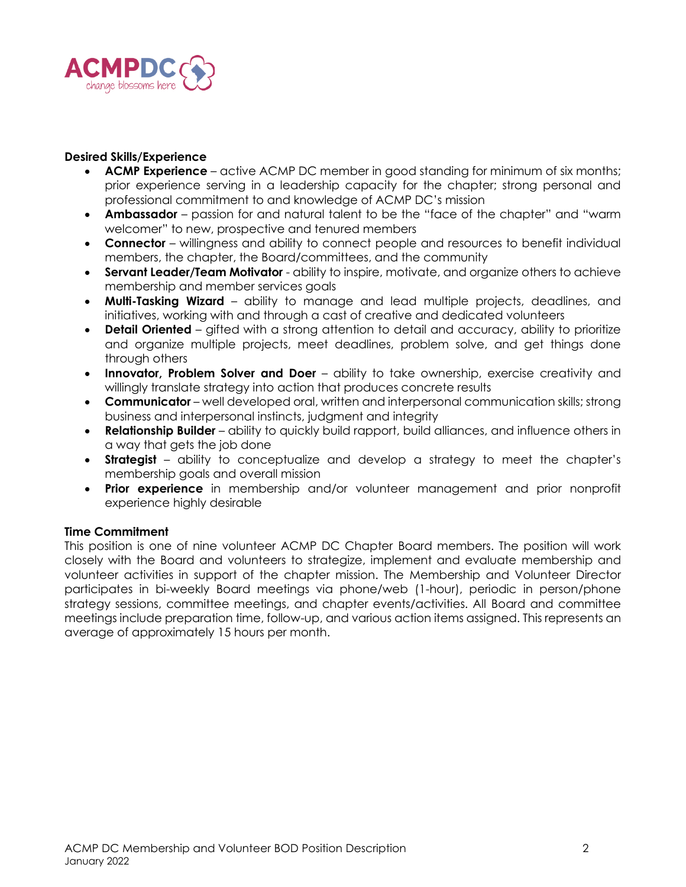**Desired Skills/Experience**

- **ACMP Experience** – active ACMP DC member in good standing for minimum of six months; prior experience serving in a leadership capacity for the chapter; strong personal and professional commitment to and knowledge of ACMP DC's mission
- **Ambassador** – passion for and natural talent to be the "face of the chapter" and "warm welcomer" to new, prospective and tenured members
- **Connector** – willingness and ability to connect people and resources to benefit individual members, the chapter, the Board/committees, and the community
- **Servant Leader/Team Motivator** - ability to inspire, motivate, and organize others to achieve membership and member services goals
- **Multi-Tasking Wizard** – ability to manage and lead multiple projects, deadlines, and initiatives, working with and through a cast of creative and dedicated volunteers
- **Detail Oriented** – gifted with a strong attention to detail and accuracy, ability to prioritize and organize multiple projects, meet deadlines, problem solve, and get things done through others
- **Innovator, Problem Solver and Doer** – ability to take ownership, exercise creativity and willingly translate strategy into action that produces concrete results
- **Communicator** – well developed oral, written and interpersonal communication skills; strong business and interpersonal instincts, judgment and integrity
- **Relationship Builder** – ability to quickly build rapport, build alliances, and influence others in a way that gets the job done
- **Strategist** – ability to conceptualize and develop a strategy to meet the chapter's membership goals and overall mission
- **Prior experience** in membership and/or volunteer management and prior nonprofit experience highly desirable

**Time Commitment**

This position is one of nine volunteer ACMP DC Chapter Board members. The position will work closely with the Board and volunteers to strategize, implement and evaluate membership and volunteer activities in support of the chapter mission. The Membership and Volunteer Director participates in bi-weekly Board meetings via phone/web (1-hour), periodic in person/phone strategy sessions, committee meetings, and chapter events/activities. All Board and committee meetings include preparation time, follow-up, and various action items assigned. This represents an average of approximately 15 hours per month.